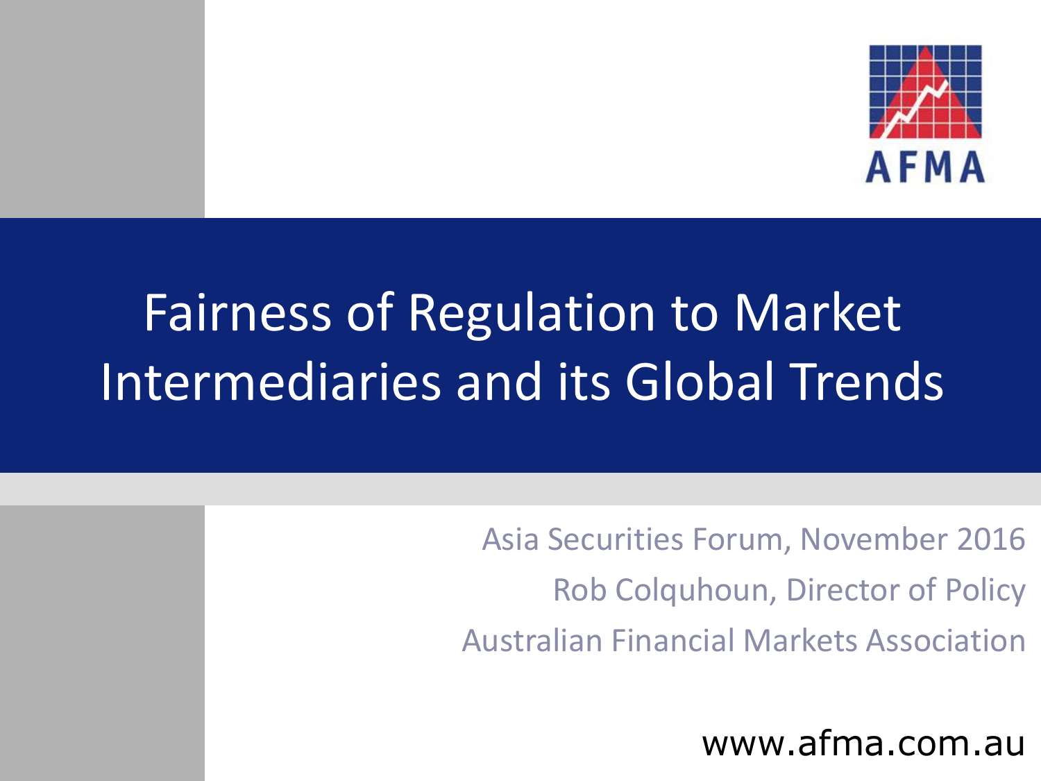AFMA

# Fairness of Regulation to Market Intermediaries and its Global Trends

Asia Securities Forum, November 2016

Rob Colquhoun, Director of Policy

Australian Financial Markets Association

www.afma.com.au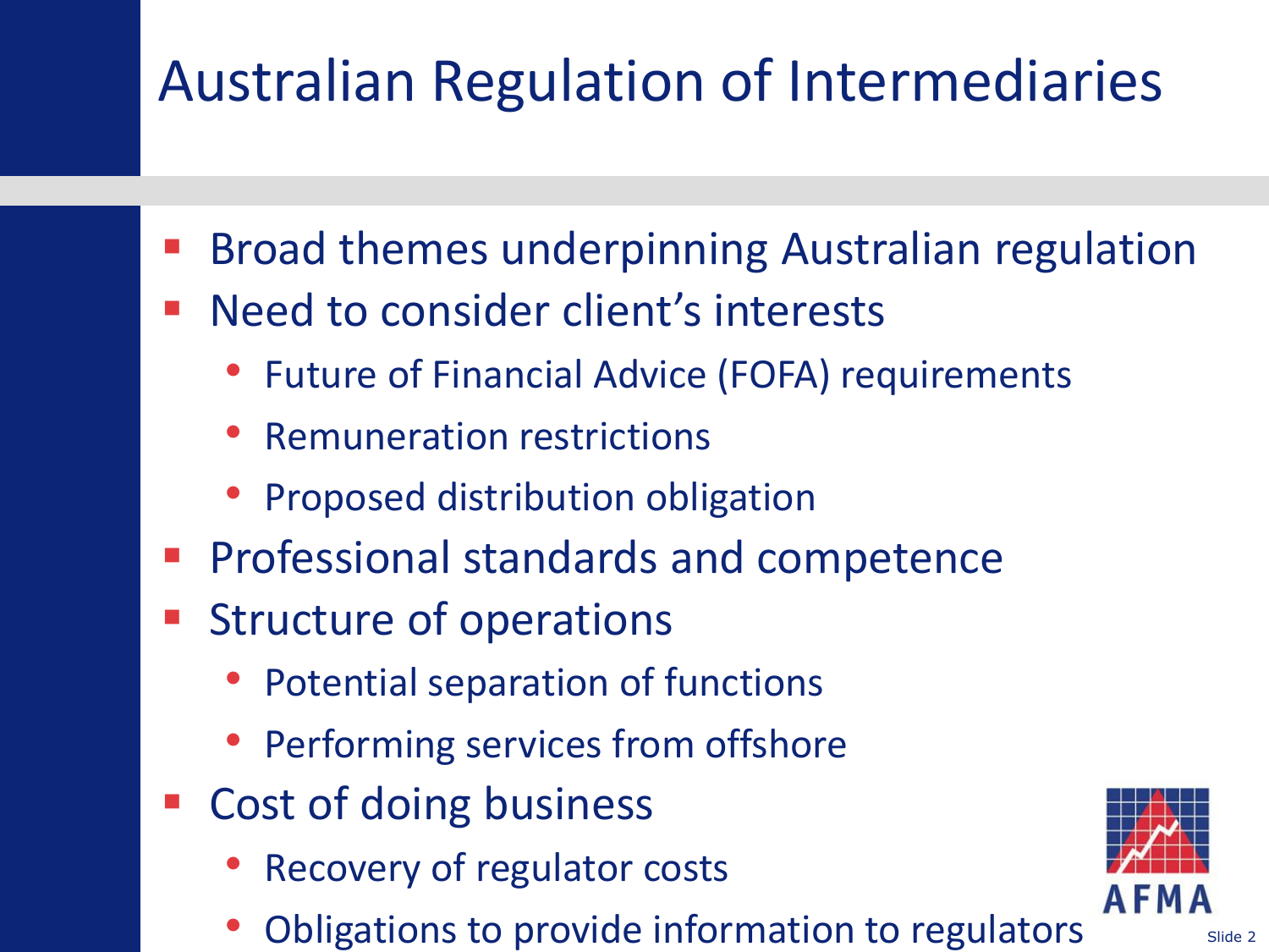# Australian Regulation of Intermediaries

- Broad themes underpinning Australian regulation
- Need to consider client's interests
  - Future of Financial Advice (FOFA) requirements
  - Remuneration restrictions
  - Proposed distribution obligation
- Professional standards and competence
- Structure of operations
  - Potential separation of functions
  - Performing services from offshore
- Cost of doing business
  - Recovery of regulator costs
  - Obligations to provide information to regulators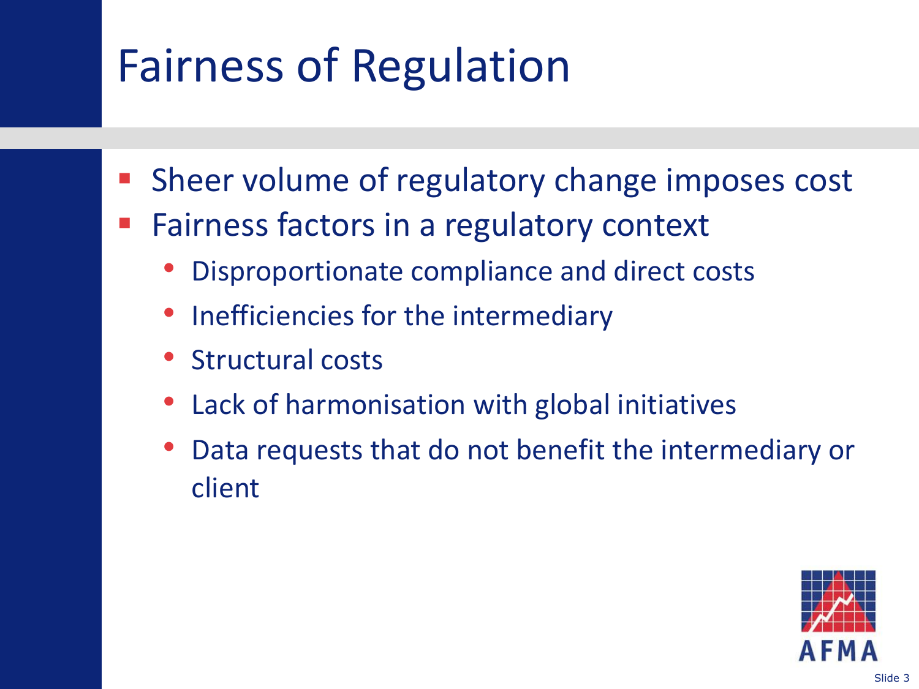# Fairness of Regulation

- Sheer volume of regulatory change imposes cost
- Fairness factors in a regulatory context
  - Disproportionate compliance and direct costs
  - Inefficiencies for the intermediary
  - Structural costs
  - Lack of harmonisation with global initiatives
  - Data requests that do not benefit the intermediary or client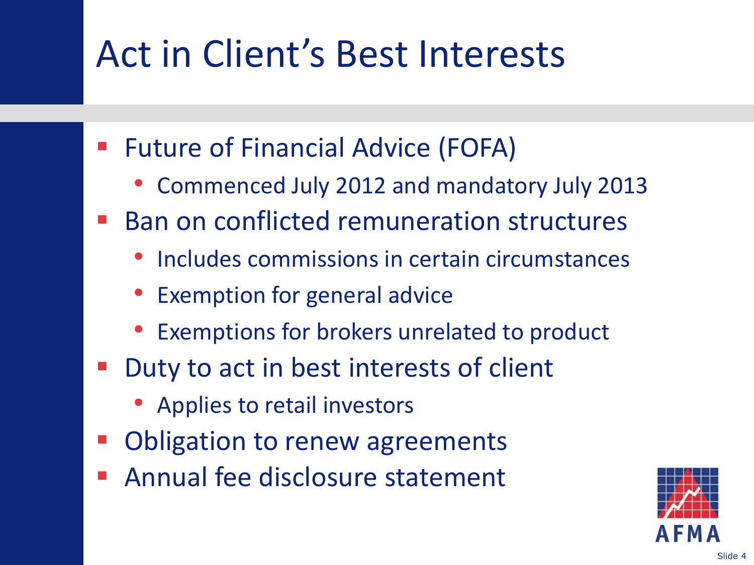# Act in Client's Best Interests

- Future of Financial Advice (FOFA)
  - Commenced July 2012 and mandatory July 2013
- Ban on conflicted remuneration structures
  - Includes commissions in certain circumstances
  - Exemption for general advice
  - Exemptions for brokers unrelated to product
- Duty to act in best interests of client
  - Applies to retail investors
- Obligation to renew agreements
- Annual fee disclosure statement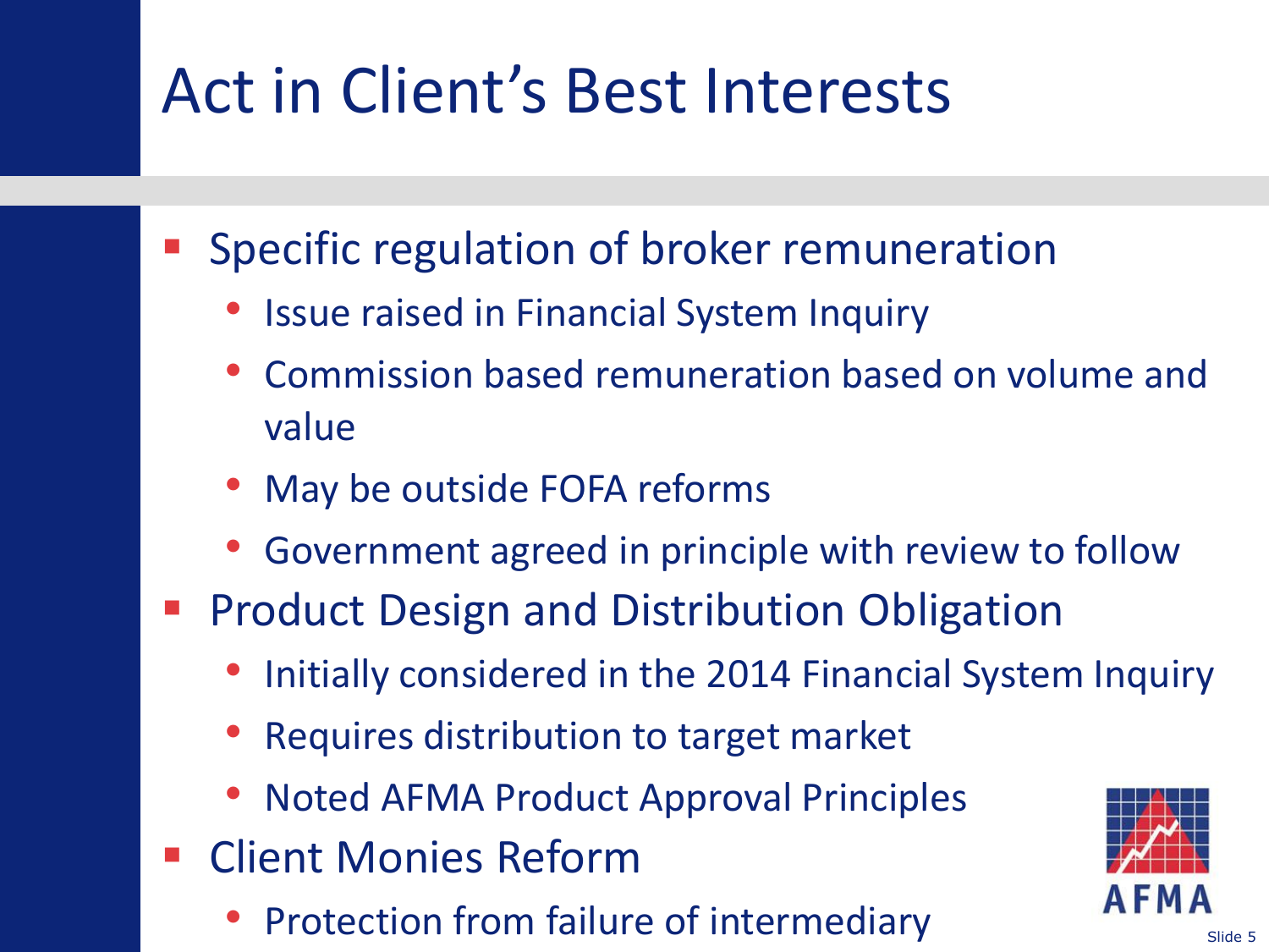# Act in Client's Best Interests

- Specific regulation of broker remuneration
  - Issue raised in Financial System Inquiry
  - Commission based remuneration based on volume and value
  - May be outside FOFA reforms
  - Government agreed in principle with review to follow
- Product Design and Distribution Obligation
  - Initially considered in the 2014 Financial System Inquiry
  - Requires distribution to target market
  - Noted AFMA Product Approval Principles
- Client Monies Reform
  - Protection from failure of intermediary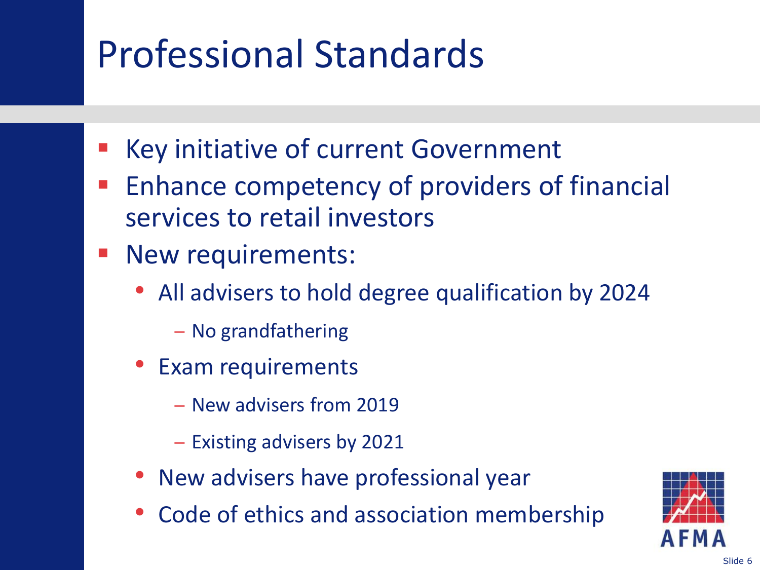# Professional Standards

- Key initiative of current Government
- Enhance competency of providers of financial services to retail investors
- New requirements:
  - All advisers to hold degree qualification by 2024
    - No grandfathering
  - Exam requirements
    - New advisers from 2019
    - Existing advisers by 2021
  - New advisers have professional year
  - Code of ethics and association membership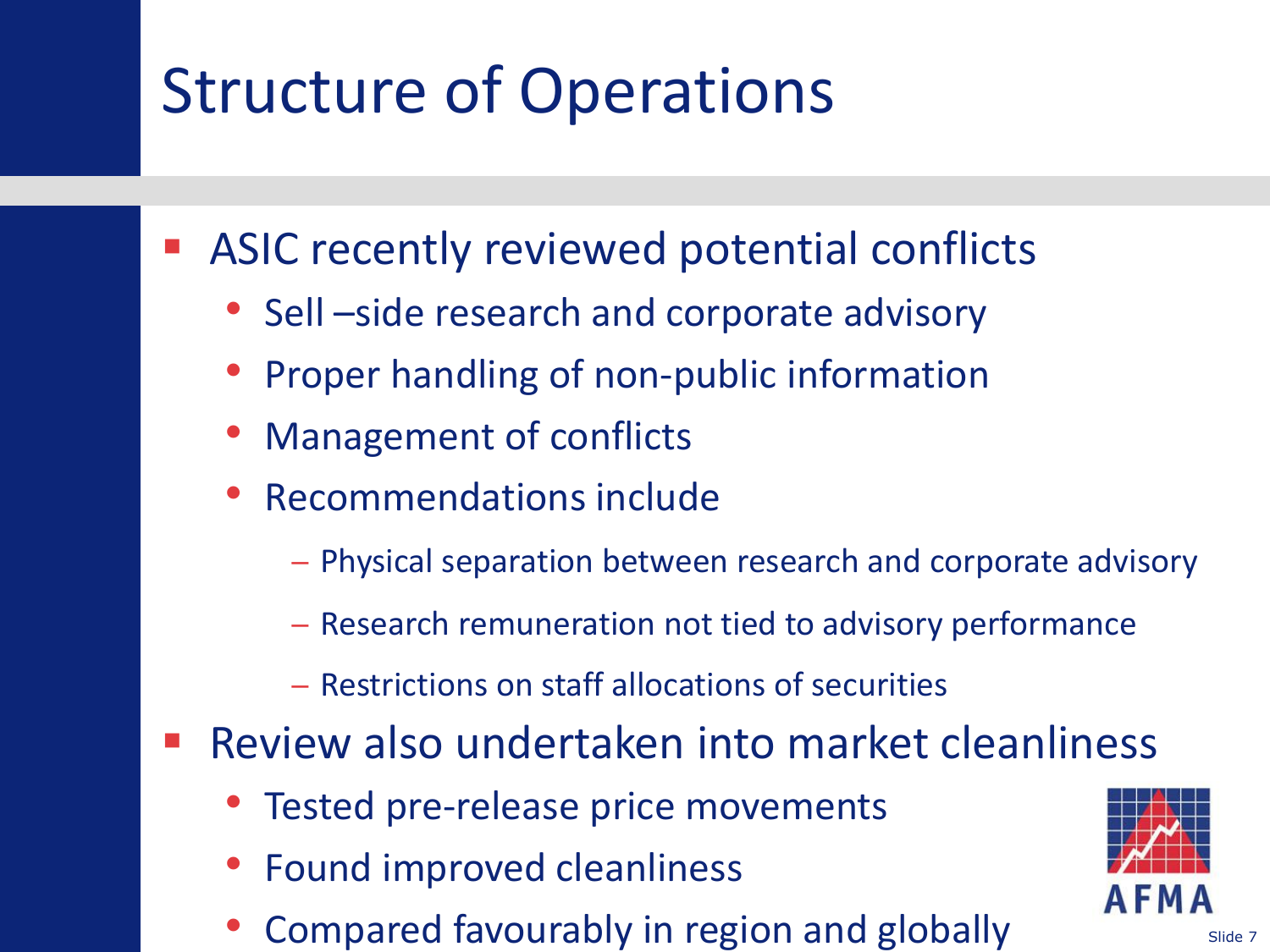# Structure of Operations

- ASIC recently reviewed potential conflicts
  - Sell –side research and corporate advisory
  - Proper handling of non-public information
  - Management of conflicts
  - Recommendations include
    - Physical separation between research and corporate advisory
    - Research remuneration not tied to advisory performance
    - Restrictions on staff allocations of securities
- Review also undertaken into market cleanliness
  - Tested pre-release price movements
  - Found improved cleanliness
  - Compared favourably in region and globally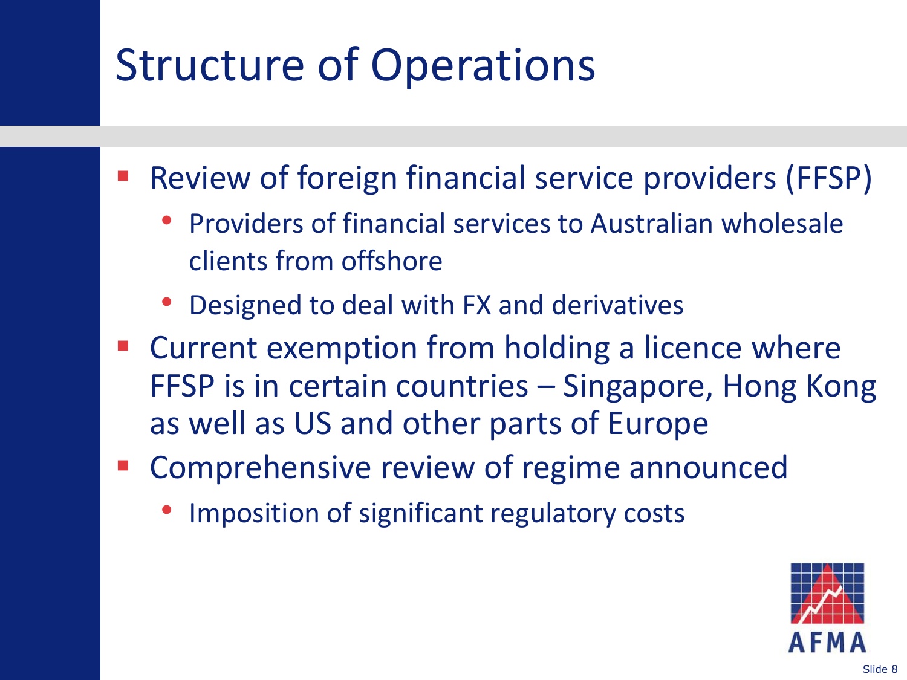# Structure of Operations

- Review of foreign financial service providers (FFSP)
  - Providers of financial services to Australian wholesale clients from offshore
  - Designed to deal with FX and derivatives
- Current exemption from holding a licence where FFSP is in certain countries – Singapore, Hong Kong as well as US and other parts of Europe
- Comprehensive review of regime announced
  - Imposition of significant regulatory costs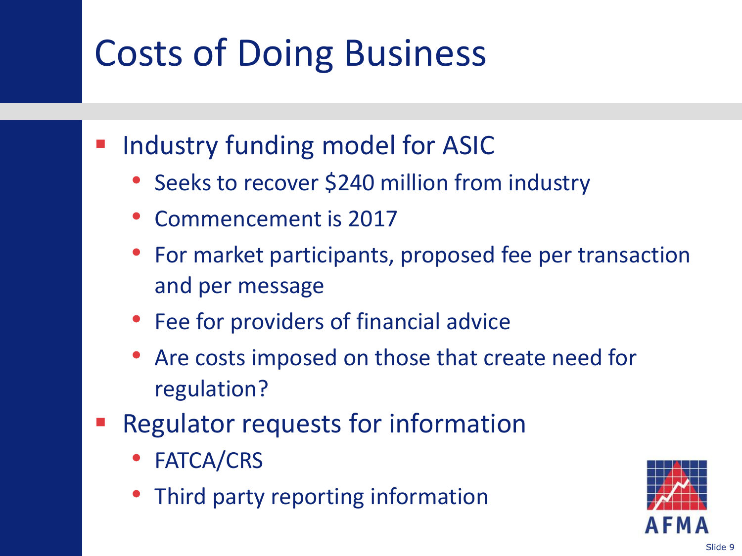# Costs of Doing Business

- Industry funding model for ASIC
  - Seeks to recover $240 million from industry
  - Commencement is 2017
  - For market participants, proposed fee per transaction and per message
  - Fee for providers of financial advice
  - Are costs imposed on those that create need for regulation?
- Regulator requests for information
  - FATCA/CRS
  - Third party reporting information

AFMA